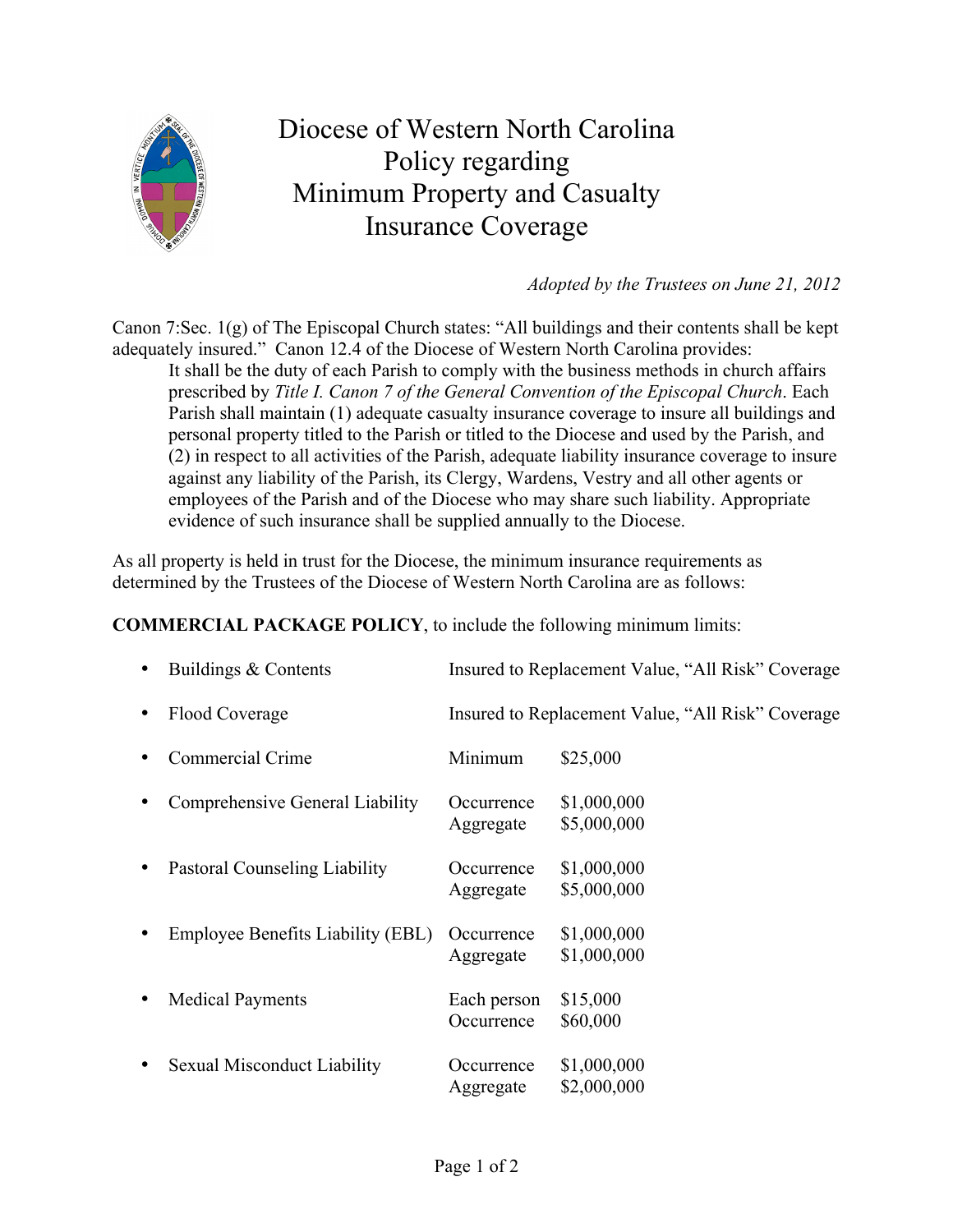# Diocese of Western North Carolina Policy regarding Minimum Property and Casualty Insurance Coverage

*Adopted by the Trustees on June 21, 2012*

Canon 7:Sec. 1(g) of The Episcopal Church states: "All buildings and their contents shall be kept adequately insured." Canon 12.4 of the Diocese of Western North Carolina provides:

> It shall be the duty of each Parish to comply with the business methods in church affairs prescribed by *Title I. Canon 7 of the General Convention of the Episcopal Church*. Each Parish shall maintain (1) adequate casualty insurance coverage to insure all buildings and personal property titled to the Parish or titled to the Diocese and used by the Parish, and (2) in respect to all activities of the Parish, adequate liability insurance coverage to insure against any liability of the Parish, its Clergy, Wardens, Vestry and all other agents or employees of the Parish and of the Diocese who may share such liability. Appropriate evidence of such insurance shall be supplied annually to the Diocese.

As all property is held in trust for the Diocese, the minimum insurance requirements as determined by the Trustees of the Diocese of Western North Carolina are as follows:

**COMMERCIAL PACKAGE POLICY**, to include the following minimum limits:

| Coverage | Limit Type | Amount |
|---|---|---|
| Buildings & Contents | Insured to Replacement Value, "All Risk" Coverage | |
| Flood Coverage | Insured to Replacement Value, "All Risk" Coverage | |
| Commercial Crime | Minimum | $25,000 |
| Comprehensive General Liability | Occurrence | $1,000,000 |
| | Aggregate | $5,000,000 |
| Pastoral Counseling Liability | Occurrence | $1,000,000 |
| | Aggregate | $5,000,000 |
| Employee Benefits Liability (EBL) | Occurrence | $1,000,000 |
| | Aggregate | $1,000,000 |
| Medical Payments | Each person | $15,000 |
| | Occurrence | $60,000 |
| Sexual Misconduct Liability | Occurrence | $1,000,000 |
| | Aggregate | $2,000,000 |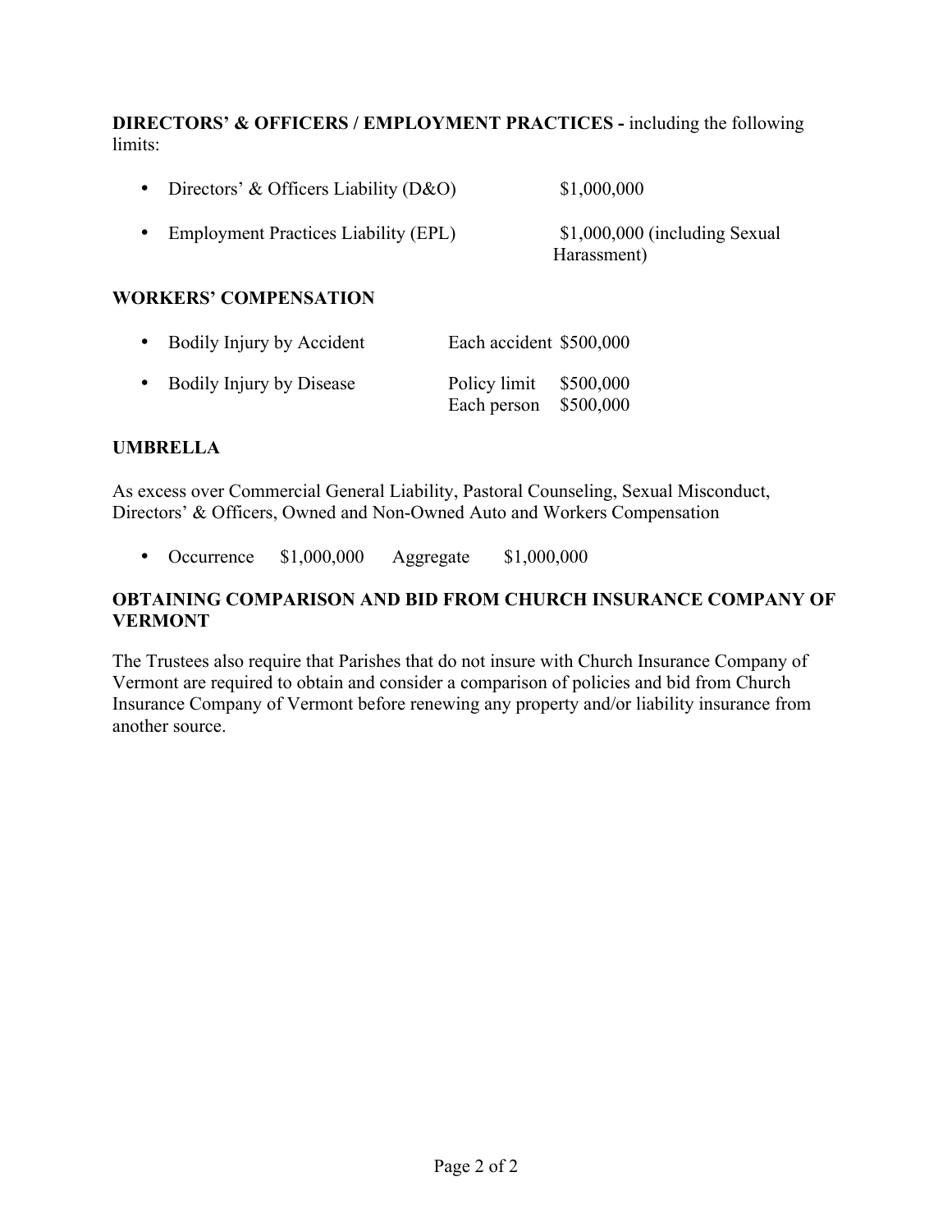**DIRECTORS' & OFFICERS / EMPLOYMENT PRACTICES -** including the following limits:

- Directors' & Officers Liability (D&O) $1,000,000
- Employment Practices Liability (EPL) $1,000,000 (including Sexual Harassment)

**WORKERS' COMPENSATION**

- Bodily Injury by Accident Each accident $500,000
- Bodily Injury by Disease Policy limit $500,000
  Each person $500,000

**UMBRELLA**

As excess over Commercial General Liability, Pastoral Counseling, Sexual Misconduct, Directors' & Officers, Owned and Non-Owned Auto and Workers Compensation

- Occurrence $1,000,000 Aggregate $1,000,000

**OBTAINING COMPARISON AND BID FROM CHURCH INSURANCE COMPANY OF VERMONT**

The Trustees also require that Parishes that do not insure with Church Insurance Company of Vermont are required to obtain and consider a comparison of policies and bid from Church Insurance Company of Vermont before renewing any property and/or liability insurance from another source.